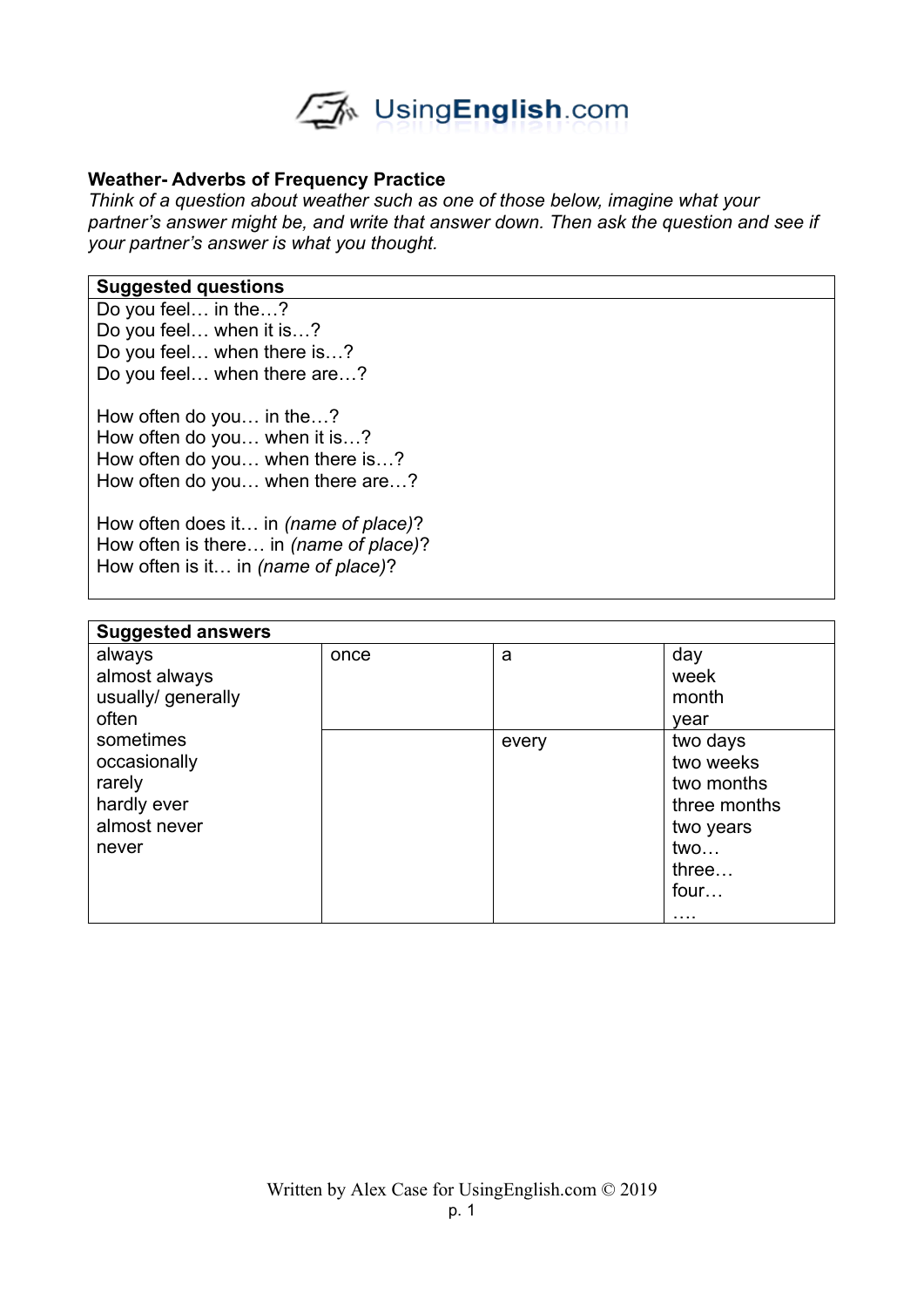## Weather- Adverbs of Frequency Practice

*Think of a question about weather such as one of those below, imagine what your partner's answer might be, and write that answer down. Then ask the question and see if your partner's answer is what you thought.*

| Suggested questions |
|---|
| Do you feel… in the…?<br>Do you feel… when it is…?<br>Do you feel… when there is…?<br>Do you feel… when there are…?<br><br>How often do you… in the…?<br>How often do you… when it is…?<br>How often do you… when there is…?<br>How often do you… when there are…?<br><br>How often does it… in *(name of place)*?<br>How often is there… in *(name of place)*?<br>How often is it… in *(name of place)*? |

| Suggested answers | | | |
|---|---|---|---|
| always<br>almost always<br>usually/ generally<br>often | once | a | day<br>week<br>month<br>year |
| sometimes<br>occasionally<br>rarely<br>hardly ever<br>almost never<br>never | | every | two days<br>two weeks<br>two months<br>three months<br>two years<br>two…<br>three…<br>four…<br>…. |

Written by Alex Case for UsingEnglish.com © 2019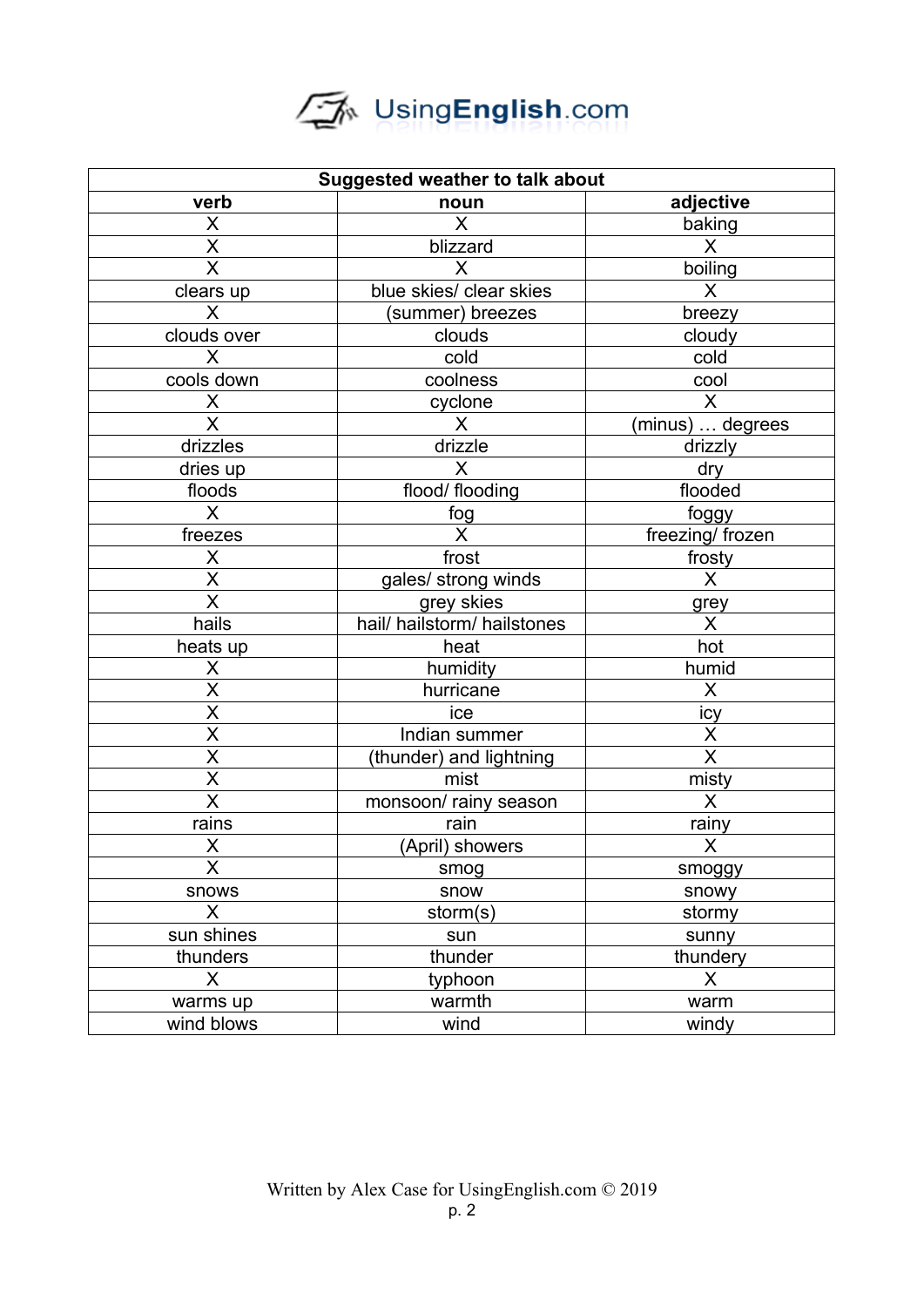| Suggested weather to talk about | | |
|---|---|---|
| **verb** | **noun** | **adjective** |
| X | X | baking |
| X | blizzard | X |
| X | X | boiling |
| clears up | blue skies/ clear skies | X |
| X | (summer) breezes | breezy |
| clouds over | clouds | cloudy |
| X | cold | cold |
| cools down | coolness | cool |
| X | cyclone | X |
| X | X | (minus) … degrees |
| drizzles | drizzle | drizzly |
| dries up | X | dry |
| floods | flood/ flooding | flooded |
| X | fog | foggy |
| freezes | X | freezing/ frozen |
| X | frost | frosty |
| X | gales/ strong winds | X |
| X | grey skies | grey |
| hails | hail/ hailstorm/ hailstones | X |
| heats up | heat | hot |
| X | humidity | humid |
| X | hurricane | X |
| X | ice | icy |
| X | Indian summer | X |
| X | (thunder) and lightning | X |
| X | mist | misty |
| X | monsoon/ rainy season | X |
| rains | rain | rainy |
| X | (April) showers | X |
| X | smog | smoggy |
| snows | snow | snowy |
| X | storm(s) | stormy |
| sun shines | sun | sunny |
| thunders | thunder | thundery |
| X | typhoon | X |
| warms up | warmth | warm |
| wind blows | wind | windy |

Written by Alex Case for UsingEnglish.com © 2019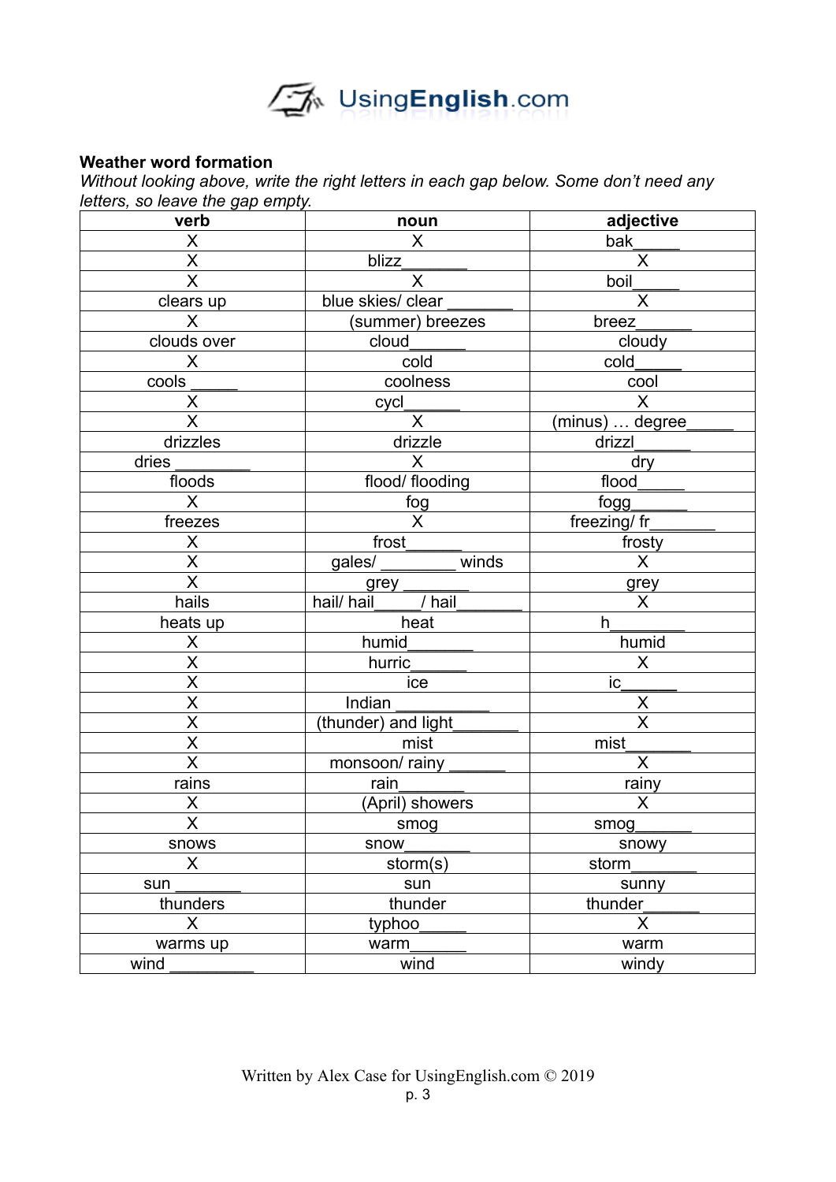**Weather word formation**

*Without looking above, write the right letters in each gap below. Some don't need any letters, so leave the gap empty.*

| verb | noun | adjective |
|---|---|---|
| X | X | bak_____ |
| X | blizz_______ | X |
| X | X | boil_____ |
| clears up | blue skies/ clear _______ | X |
| X | (summer) breezes | breez______ |
| clouds over | cloud______ | cloudy |
| X | cold | cold_____ |
| cools _____ | coolness | cool |
| X | cycl______ | X |
| X | X | (minus) … degree_____ |
| drizzles | drizzle | drizzl______ |
| dries ________ | X | dry |
| floods | flood/ flooding | flood_____ |
| X | fog | fogg______ |
| freezes | X | freezing/ fr_______ |
| X | frost______ | frosty |
| X | gales/ ________ winds | X |
| X | grey _______ | grey |
| hails | hail/ hail_____/ hail_______ | X |
| heats up | heat | h________ |
| X | humid_______ | humid |
| X | hurric_______ | X |
| X | ice | ic______ |
| X | Indian ___________ | X |
| X | (thunder) and light_______ | X |
| X | mist | mist_______ |
| X | monsoon/ rainy ______ | X |
| rains | rain_______ | rainy |
| X | (April) showers | X |
| X | smog | smog______ |
| snows | snow_______ | snowy |
| X | storm(s) | storm_______ |
| sun _______ | sun | sunny |
| thunders | thunder | thunder______ |
| X | typhoo_____ | X |
| warms up | warm______ | warm |
| wind _________ | wind | windy |

Written by Alex Case for UsingEnglish.com © 2019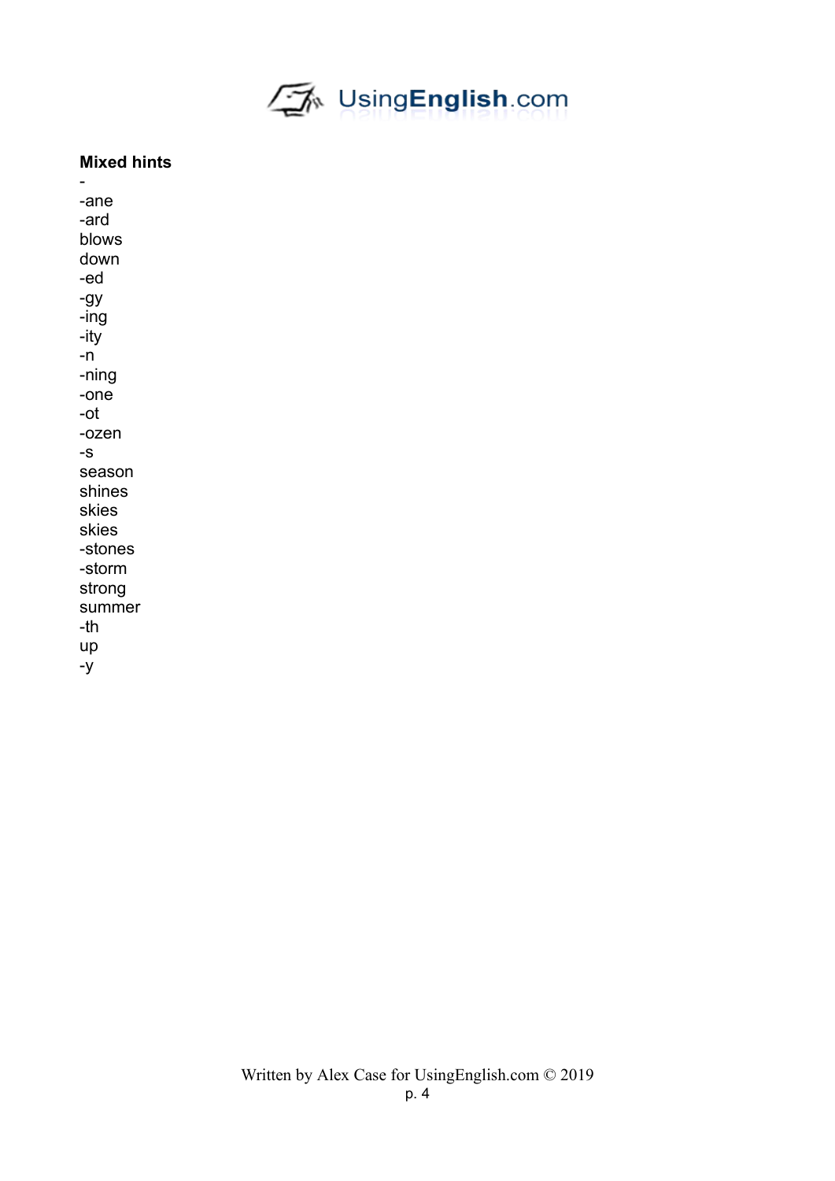**Mixed hints**

-
-ane
-ard
blows
down
-ed
-gy
-ing
-ity
-n
-ning
-one
-ot
-ozen
-s
season
shines
skies
skies
-stones
-storm
strong
summer
-th
up
-y

Written by Alex Case for UsingEnglish.com © 2019